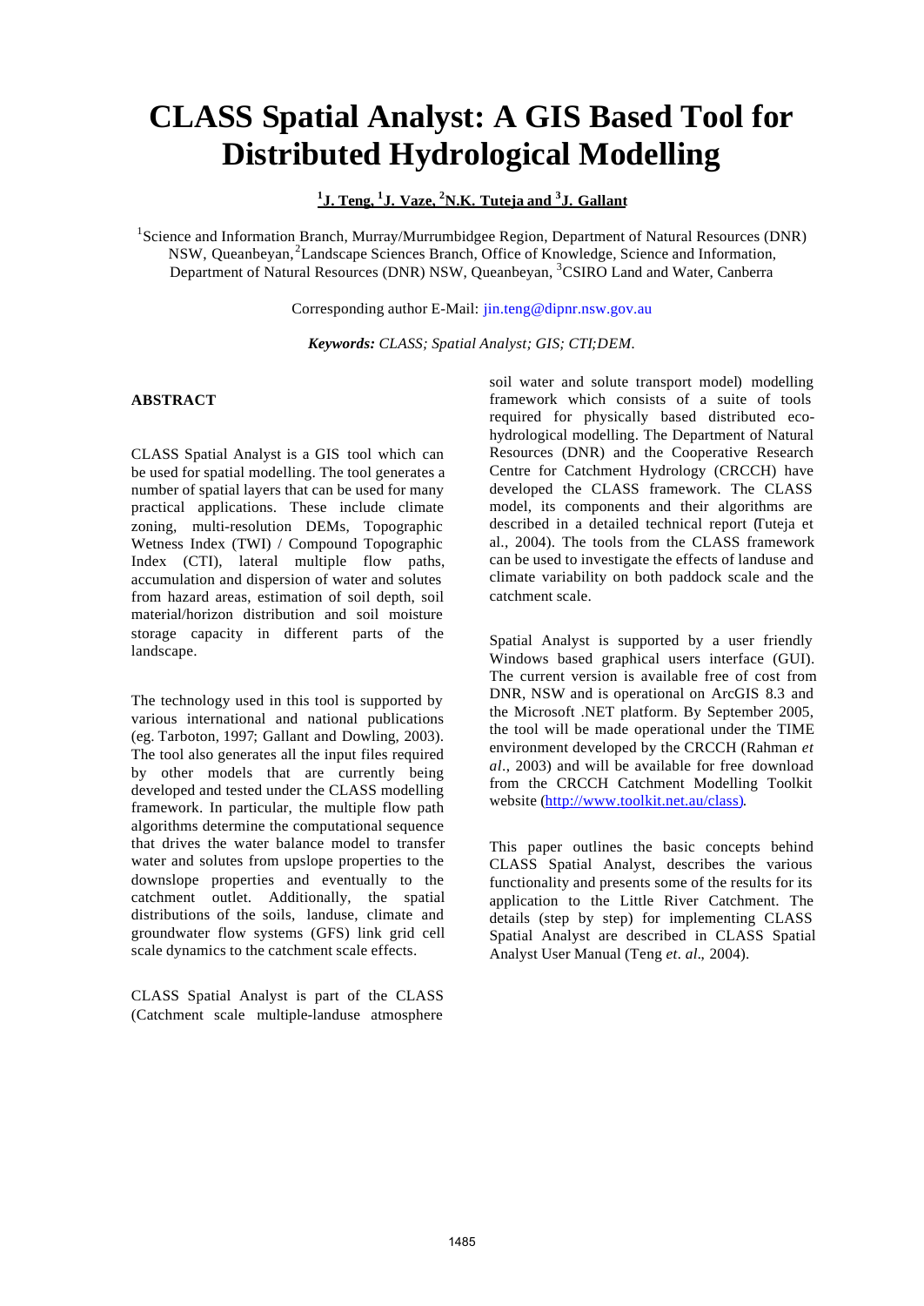# CLASS Spatial Analyst: A GIS Based Tool for Distributed Hydrological Modelling

**[1]J. Teng, [1]J. Vaze, [2]N.K. Tuteja and [3]J. Gallant**

[1]Science and Information Branch, Murray/Murrumbidgee Region, Department of Natural Resources (DNR) NSW, Queanbeyan, [2]Landscape Sciences Branch, Office of Knowledge, Science and Information, Department of Natural Resources (DNR) NSW, Queanbeyan, [3]CSIRO Land and Water, Canberra

Corresponding author E-Mail: jin.teng@dipnr.nsw.gov.au

***Keywords:*** *CLASS; Spatial Analyst; GIS; CTI; DEM.*

## ABSTRACT

CLASS Spatial Analyst is a GIS tool which can be used for spatial modelling. The tool generates a number of spatial layers that can be used for many practical applications. These include climate zoning, multi-resolution DEMs, Topographic Wetness Index (TWI) / Compound Topographic Index (CTI), lateral multiple flow paths, accumulation and dispersion of water and solutes from hazard areas, estimation of soil depth, soil material/horizon distribution and soil moisture storage capacity in different parts of the landscape.

The technology used in this tool is supported by various international and national publications (eg. Tarboton, 1997; Gallant and Dowling, 2003). The tool also generates all the input files required by other models that are currently being developed and tested under the CLASS modelling framework. In particular, the multiple flow path algorithms determine the computational sequence that drives the water balance model to transfer water and solutes from upslope properties to the downslope properties and eventually to the catchment outlet. Additionally, the spatial distributions of the soils, landuse, climate and groundwater flow systems (GFS) link grid cell scale dynamics to the catchment scale effects.

CLASS Spatial Analyst is part of the CLASS (Catchment scale multiple-landuse atmosphere soil water and solute transport model) modelling framework which consists of a suite of tools required for physically based distributed eco-hydrological modelling. The Department of Natural Resources (DNR) and the Cooperative Research Centre for Catchment Hydrology (CRCCH) have developed the CLASS framework. The CLASS model, its components and their algorithms are described in a detailed technical report (Tuteja et al., 2004). The tools from the CLASS framework can be used to investigate the effects of landuse and climate variability on both paddock scale and the catchment scale.

Spatial Analyst is supported by a user friendly Windows based graphical users interface (GUI). The current version is available free of cost from DNR, NSW and is operational on ArcGIS 8.3 and the Microsoft .NET platform. By September 2005, the tool will be made operational under the TIME environment developed by the CRCCH (Rahman *et al*., 2003) and will be available for free download from the CRCCH Catchment Modelling Toolkit website (http://www.toolkit.net.au/class).

This paper outlines the basic concepts behind CLASS Spatial Analyst, describes the various functionality and presents some of the results for its application to the Little River Catchment. The details (step by step) for implementing CLASS Spatial Analyst are described in CLASS Spatial Analyst User Manual (Teng *et*. *al*., 2004).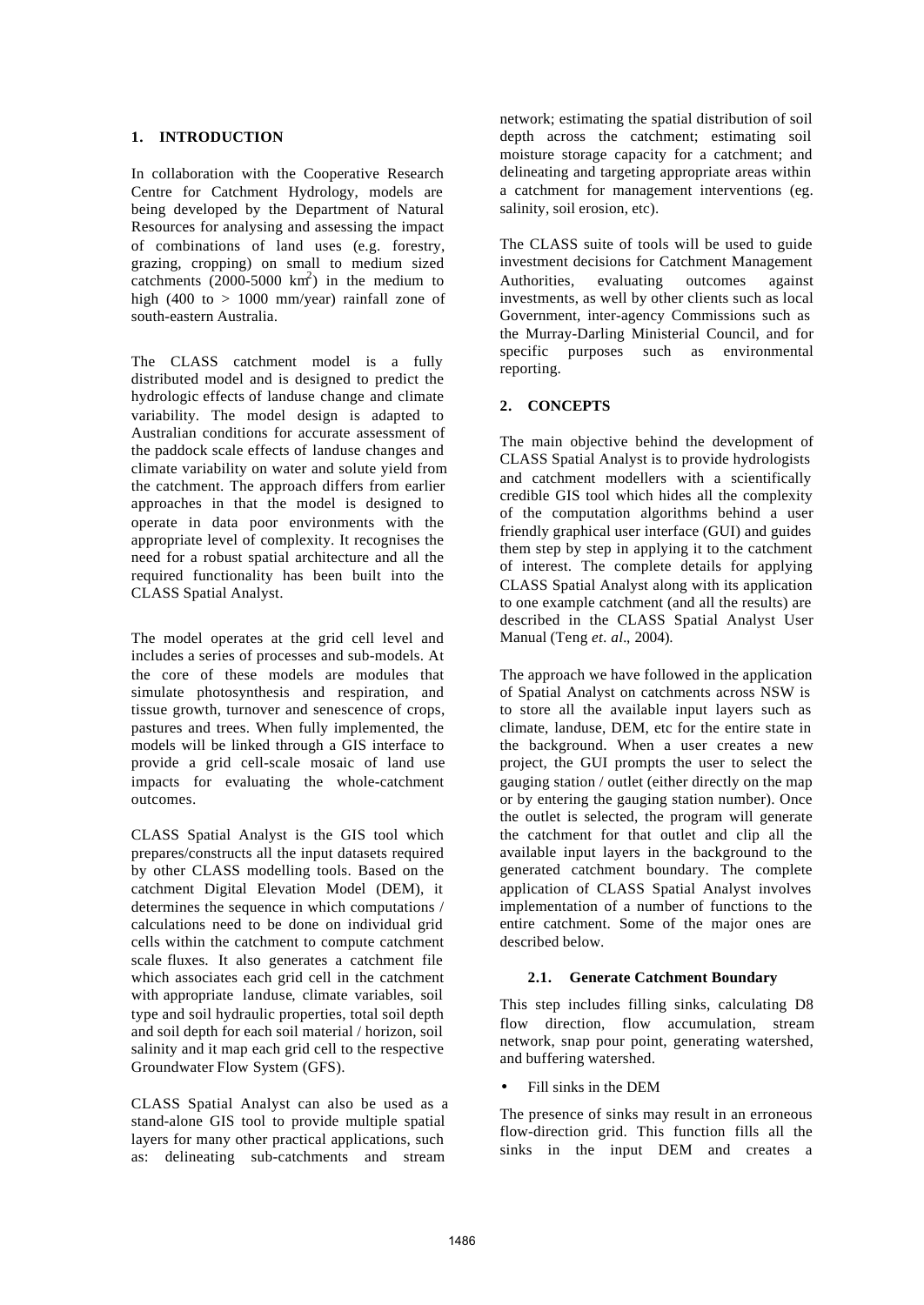## 1. INTRODUCTION

In collaboration with the Cooperative Research Centre for Catchment Hydrology, models are being developed by the Department of Natural Resources for analysing and assessing the impact of combinations of land uses (e.g. forestry, grazing, cropping) on small to medium sized catchments (2000-5000 $km^2$) in the medium to high (400 to > 1000 mm/year) rainfall zone of south-eastern Australia.

The CLASS catchment model is a fully distributed model and is designed to predict the hydrologic effects of landuse change and climate variability. The model design is adapted to Australian conditions for accurate assessment of the paddock scale effects of landuse changes and climate variability on water and solute yield from the catchment. The approach differs from earlier approaches in that the model is designed to operate in data poor environments with the appropriate level of complexity. It recognises the need for a robust spatial architecture and all the required functionality has been built into the CLASS Spatial Analyst.

The model operates at the grid cell level and includes a series of processes and sub-models. At the core of these models are modules that simulate photosynthesis and respiration, and tissue growth, turnover and senescence of crops, pastures and trees. When fully implemented, the models will be linked through a GIS interface to provide a grid cell-scale mosaic of land use impacts for evaluating the whole-catchment outcomes.

CLASS Spatial Analyst is the GIS tool which prepares/constructs all the input datasets required by other CLASS modelling tools. Based on the catchment Digital Elevation Model (DEM), it determines the sequence in which computations / calculations need to be done on individual grid cells within the catchment to compute catchment scale fluxes. It also generates a catchment file which associates each grid cell in the catchment with appropriate landuse, climate variables, soil type and soil hydraulic properties, total soil depth and soil depth for each soil material / horizon, soil salinity and it map each grid cell to the respective Groundwater Flow System (GFS).

CLASS Spatial Analyst can also be used as a stand-alone GIS tool to provide multiple spatial layers for many other practical applications, such as: delineating sub-catchments and stream network; estimating the spatial distribution of soil depth across the catchment; estimating soil moisture storage capacity for a catchment; and delineating and targeting appropriate areas within a catchment for management interventions (eg. salinity, soil erosion, etc).

The CLASS suite of tools will be used to guide investment decisions for Catchment Management Authorities, evaluating outcomes against investments, as well by other clients such as local Government, inter-agency Commissions such as the Murray-Darling Ministerial Council, and for specific purposes such as environmental reporting.

## 2. CONCEPTS

The main objective behind the development of CLASS Spatial Analyst is to provide hydrologists and catchment modellers with a scientifically credible GIS tool which hides all the complexity of the computation algorithms behind a user friendly graphical user interface (GUI) and guides them step by step in applying it to the catchment of interest. The complete details for applying CLASS Spatial Analyst along with its application to one example catchment (and all the results) are described in the CLASS Spatial Analyst User Manual (Teng *et. al*., 2004).

The approach we have followed in the application of Spatial Analyst on catchments across NSW is to store all the available input layers such as climate, landuse, DEM, etc for the entire state in the background. When a user creates a new project, the GUI prompts the user to select the gauging station / outlet (either directly on the map or by entering the gauging station number). Once the outlet is selected, the program will generate the catchment for that outlet and clip all the available input layers in the background to the generated catchment boundary. The complete application of CLASS Spatial Analyst involves implementation of a number of functions to the entire catchment. Some of the major ones are described below.

### 2.1. Generate Catchment Boundary

This step includes filling sinks, calculating D8 flow direction, flow accumulation, stream network, snap pour point, generating watershed, and buffering watershed.

- Fill sinks in the DEM

The presence of sinks may result in an erroneous flow-direction grid. This function fills all the sinks in the input DEM and creates a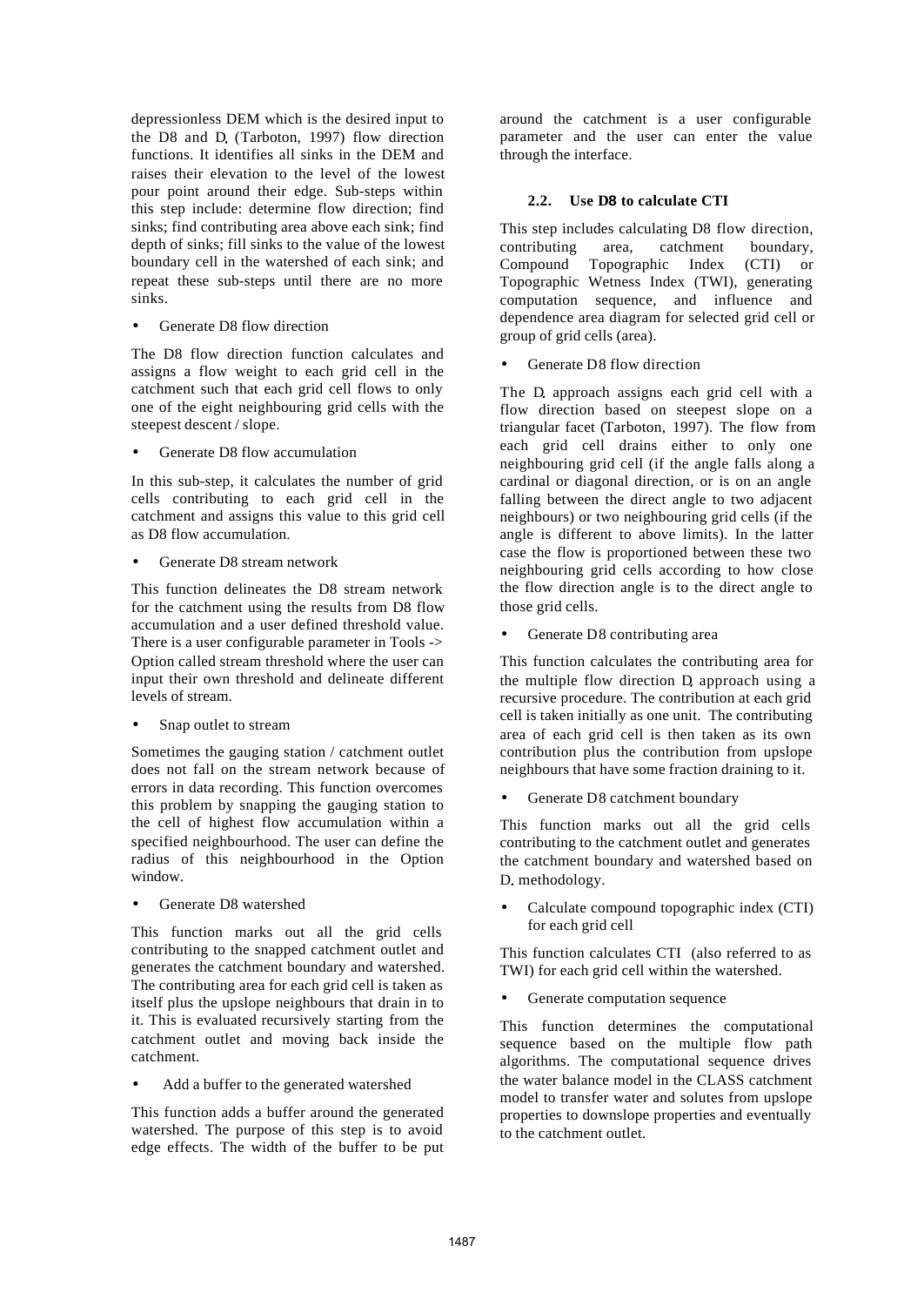depressionless DEM which is the desired input to the D8 and $D_\infty$ (Tarboton, 1997) flow direction functions. It identifies all sinks in the DEM and raises their elevation to the level of the lowest pour point around their edge. Sub-steps within this step include: determine flow direction; find sinks; find contributing area above each sink; find depth of sinks; fill sinks to the value of the lowest boundary cell in the watershed of each sink; and repeat these sub-steps until there are no more sinks.

- Generate D8 flow direction

The D8 flow direction function calculates and assigns a flow weight to each grid cell in the catchment such that each grid cell flows to only one of the eight neighbouring grid cells with the steepest descent / slope.

- Generate D8 flow accumulation

In this sub-step, it calculates the number of grid cells contributing to each grid cell in the catchment and assigns this value to this grid cell as D8 flow accumulation.

- Generate D8 stream network

This function delineates the D8 stream network for the catchment using the results from D8 flow accumulation and a user defined threshold value. There is a user configurable parameter in Tools -> Option called stream threshold where the user can input their own threshold and delineate different levels of stream.

- Snap outlet to stream

Sometimes the gauging station / catchment outlet does not fall on the stream network because of errors in data recording. This function overcomes this problem by snapping the gauging station to the cell of highest flow accumulation within a specified neighbourhood. The user can define the radius of this neighbourhood in the Option window.

- Generate D8 watershed

This function marks out all the grid cells contributing to the snapped catchment outlet and generates the catchment boundary and watershed. The contributing area for each grid cell is taken as itself plus the upslope neighbours that drain in to it. This is evaluated recursively starting from the catchment outlet and moving back inside the catchment.

- Add a buffer to the generated watershed

This function adds a buffer around the generated watershed. The purpose of this step is to avoid edge effects. The width of the buffer to be put around the catchment is a user configurable parameter and the user can enter the value through the interface.

### 2.2. Use D8 to calculate CTI

This step includes calculating D8 flow direction, contributing area, catchment boundary, Compound Topographic Index (CTI) or Topographic Wetness Index (TWI), generating computation sequence, and influence and dependence area diagram for selected grid cell or group of grid cells (area).

- Generate D8 flow direction

The $D_\infty$ approach assigns each grid cell with a flow direction based on steepest slope on a triangular facet (Tarboton, 1997). The flow from each grid cell drains either to only one neighbouring grid cell (if the angle falls along a cardinal or diagonal direction, or is on an angle falling between the direct angle to two adjacent neighbours) or two neighbouring grid cells (if the angle is different to above limits). In the latter case the flow is proportioned between these two neighbouring grid cells according to how close the flow direction angle is to the direct angle to those grid cells.

- Generate D8 contributing area

This function calculates the contributing area for the multiple flow direction $D_\infty$ approach using a recursive procedure. The contribution at each grid cell is taken initially as one unit. The contributing area of each grid cell is then taken as its own contribution plus the contribution from upslope neighbours that have some fraction draining to it.

- Generate D8 catchment boundary

This function marks out all the grid cells contributing to the catchment outlet and generates the catchment boundary and watershed based on $D_\infty$ methodology.

- Calculate compound topographic index (CTI) for each grid cell

This function calculates CTI (also referred to as TWI) for each grid cell within the watershed.

- Generate computation sequence

This function determines the computational sequence based on the multiple flow path algorithms. The computational sequence drives the water balance model in the CLASS catchment model to transfer water and solutes from upslope properties to downslope properties and eventually to the catchment outlet.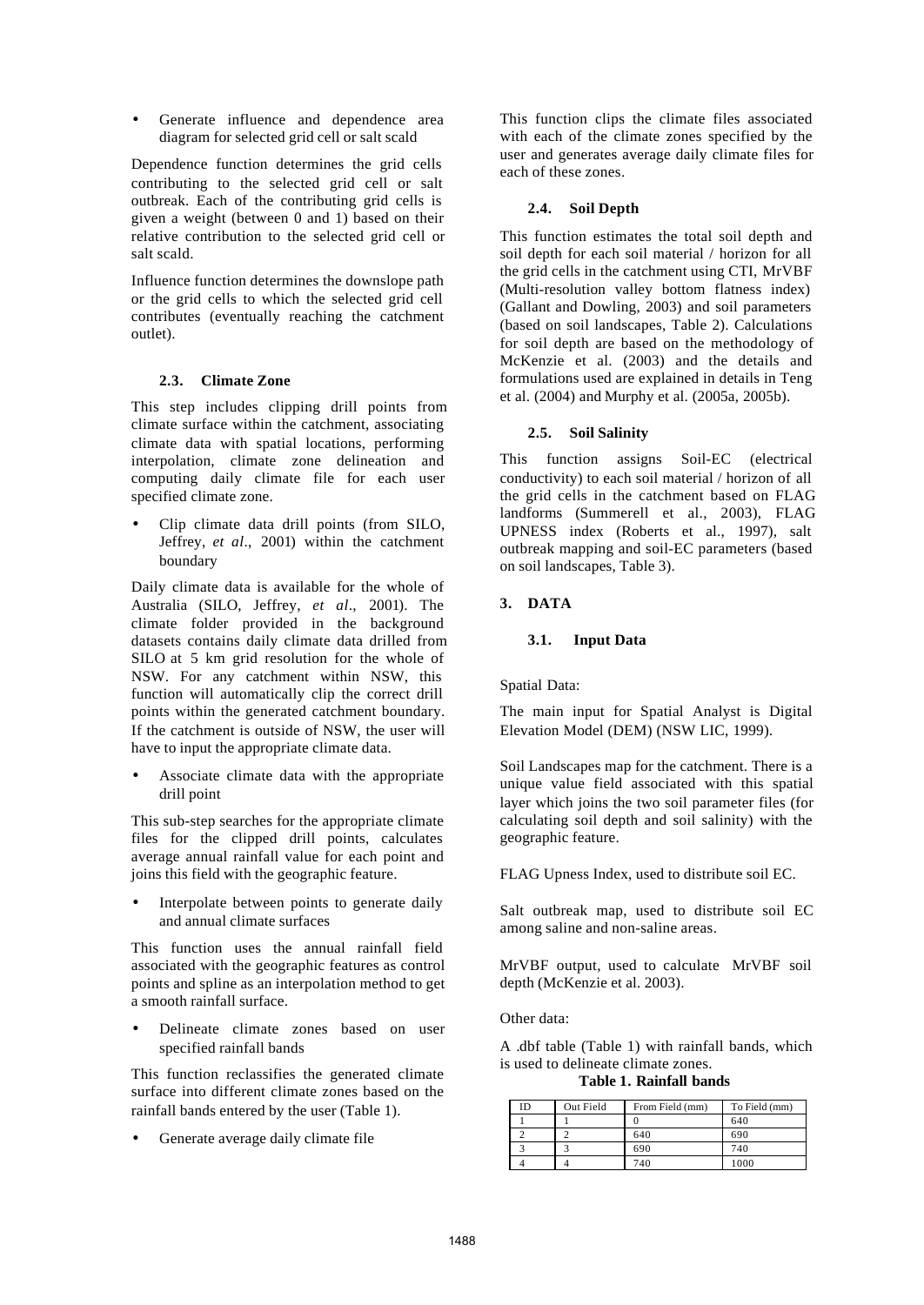- Generate influence and dependence area diagram for selected grid cell or salt scald

Dependence function determines the grid cells contributing to the selected grid cell or salt outbreak. Each of the contributing grid cells is given a weight (between 0 and 1) based on their relative contribution to the selected grid cell or salt scald.

Influence function determines the downslope path or the grid cells to which the selected grid cell contributes (eventually reaching the catchment outlet).

### 2.3. Climate Zone

This step includes clipping drill points from climate surface within the catchment, associating climate data with spatial locations, performing interpolation, climate zone delineation and computing daily climate file for each user specified climate zone.

- Clip climate data drill points (from SILO, Jeffrey, *et al*., 2001) within the catchment boundary

Daily climate data is available for the whole of Australia (SILO, Jeffrey, *et al*., 2001). The climate folder provided in the background datasets contains daily climate data drilled from SILO at 5 km grid resolution for the whole of NSW. For any catchment within NSW, this function will automatically clip the correct drill points within the generated catchment boundary. If the catchment is outside of NSW, the user will have to input the appropriate climate data.

- Associate climate data with the appropriate drill point

This sub-step searches for the appropriate climate files for the clipped drill points, calculates average annual rainfall value for each point and joins this field with the geographic feature.

- Interpolate between points to generate daily and annual climate surfaces

This function uses the annual rainfall field associated with the geographic features as control points and spline as an interpolation method to get a smooth rainfall surface.

- Delineate climate zones based on user specified rainfall bands

This function reclassifies the generated climate surface into different climate zones based on the rainfall bands entered by the user (Table 1).

- Generate average daily climate file

This function clips the climate files associated with each of the climate zones specified by the user and generates average daily climate files for each of these zones.

### 2.4. Soil Depth

This function estimates the total soil depth and soil depth for each soil material / horizon for all the grid cells in the catchment using CTI, MrVBF (Multi-resolution valley bottom flatness index) (Gallant and Dowling, 2003) and soil parameters (based on soil landscapes, Table 2). Calculations for soil depth are based on the methodology of McKenzie et al. (2003) and the details and formulations used are explained in details in Teng et al. (2004) and Murphy et al. (2005a, 2005b).

### 2.5. Soil Salinity

This function assigns Soil-EC (electrical conductivity) to each soil material / horizon of all the grid cells in the catchment based on FLAG landforms (Summerell et al., 2003), FLAG UPNESS index (Roberts et al., 1997), salt outbreak mapping and soil-EC parameters (based on soil landscapes, Table 3).

## 3. DATA

### 3.1. Input Data

Spatial Data:

The main input for Spatial Analyst is Digital Elevation Model (DEM) (NSW LIC, 1999).

Soil Landscapes map for the catchment. There is a unique value field associated with this spatial layer which joins the two soil parameter files (for calculating soil depth and soil salinity) with the geographic feature.

FLAG Upness Index, used to distribute soil EC.

Salt outbreak map, used to distribute soil EC among saline and non-saline areas.

MrVBF output, used to calculate MrVBF soil depth (McKenzie et al. 2003).

Other data:

A .dbf table (Table 1) with rainfall bands, which is used to delineate climate zones.

**Table 1. Rainfall bands**

| ID | Out Field | From Field (mm) | To Field (mm) |
|---|---|---|---|
| 1 | 1 | 0 | 640 |
| 2 | 2 | 640 | 690 |
| 3 | 3 | 690 | 740 |
| 4 | 4 | 740 | 1000 |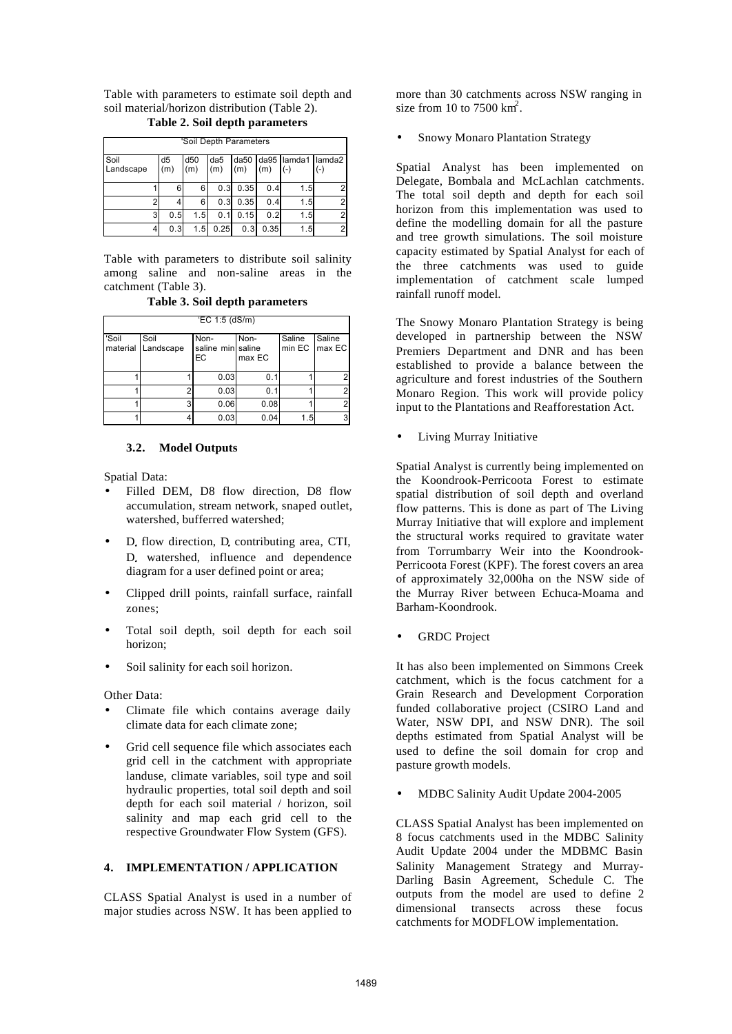Table with parameters to estimate soil depth and soil material/horizon distribution (Table 2).

**Table 2. Soil depth parameters**

| 'Soil Depth Parameters | | | | | | | |
|---|---|---|---|---|---|---|---|
| Soil Landscape | d5 (m) | d50 (m) | da5 (m) | da50 (m) | da95 (m) | lamda1 (-) | lamda2 (-) |
| 1 | 6 | 6 | 0.3 | 0.35 | 0.4 | 1.5 | 2 |
| 2 | 4 | 6 | 0.3 | 0.35 | 0.4 | 1.5 | 2 |
| 3 | 0.5 | 1.5 | 0.1 | 0.15 | 0.2 | 1.5 | 2 |
| 4 | 0.3 | 1.5 | 0.25 | 0.3 | 0.35 | 1.5 | 2 |

Table with parameters to distribute soil salinity among saline and non-saline areas in the catchment (Table 3).

**Table 3. Soil depth parameters**

| 'EC 1:5 (dS/m) | | | | | |
|---|---|---|---|---|---|
| 'Soil material | Soil Landscape | Non-saline min EC | Non-saline max EC | Saline min EC | Saline max EC |
| 1 | 1 | 0.03 | 0.1 | 1 | 2 |
| 1 | 2 | 0.03 | 0.1 | 1 | 2 |
| 1 | 3 | 0.06 | 0.08 | 1 | 2 |
| 1 | 4 | 0.03 | 0.04 | 1.5 | 3 |

### 3.2. Model Outputs

Spatial Data:

- Filled DEM, D8 flow direction, D8 flow accumulation, stream network, snaped outlet, watershed, bufferred watershed;
- D∞ flow direction, D∞ contributing area, CTI, D∞ watershed, influence and dependence diagram for a user defined point or area;
- Clipped drill points, rainfall surface, rainfall zones;
- Total soil depth, soil depth for each soil horizon;
- Soil salinity for each soil horizon.

Other Data:

- Climate file which contains average daily climate data for each climate zone;
- Grid cell sequence file which associates each grid cell in the catchment with appropriate landuse, climate variables, soil type and soil hydraulic properties, total soil depth and soil depth for each soil material / horizon, soil salinity and map each grid cell to the respective Groundwater Flow System (GFS).

## 4. IMPLEMENTATION / APPLICATION

CLASS Spatial Analyst is used in a number of major studies across NSW. It has been applied to more than 30 catchments across NSW ranging in size from 10 to 7500 km$^2$.

- Snowy Monaro Plantation Strategy

Spatial Analyst has been implemented on Delegate, Bombala and McLachlan catchments. The total soil depth and depth for each soil horizon from this implementation was used to define the modelling domain for all the pasture and tree growth simulations. The soil moisture capacity estimated by Spatial Analyst for each of the three catchments was used to guide implementation of catchment scale lumped rainfall runoff model.

The Snowy Monaro Plantation Strategy is being developed in partnership between the NSW Premiers Department and DNR and has been established to provide a balance between the agriculture and forest industries of the Southern Monaro Region. This work will provide policy input to the Plantations and Reafforestation Act.

- Living Murray Initiative

Spatial Analyst is currently being implemented on the Koondrook-Perricoota Forest to estimate spatial distribution of soil depth and overland flow patterns. This is done as part of The Living Murray Initiative that will explore and implement the structural works required to gravitate water from Torrumbarry Weir into the Koondrook-Perricoota Forest (KPF). The forest covers an area of approximately 32,000ha on the NSW side of the Murray River between Echuca-Moama and Barham-Koondrook.

- GRDC Project

It has also been implemented on Simmons Creek catchment, which is the focus catchment for a Grain Research and Development Corporation funded collaborative project (CSIRO Land and Water, NSW DPI, and NSW DNR). The soil depths estimated from Spatial Analyst will be used to define the soil domain for crop and pasture growth models.

- MDBC Salinity Audit Update 2004-2005

CLASS Spatial Analyst has been implemented on 8 focus catchments used in the MDBC Salinity Audit Update 2004 under the MDBMC Basin Salinity Management Strategy and Murray-Darling Basin Agreement, Schedule C. The outputs from the model are used to define 2 dimensional transects across these focus catchments for MODFLOW implementation.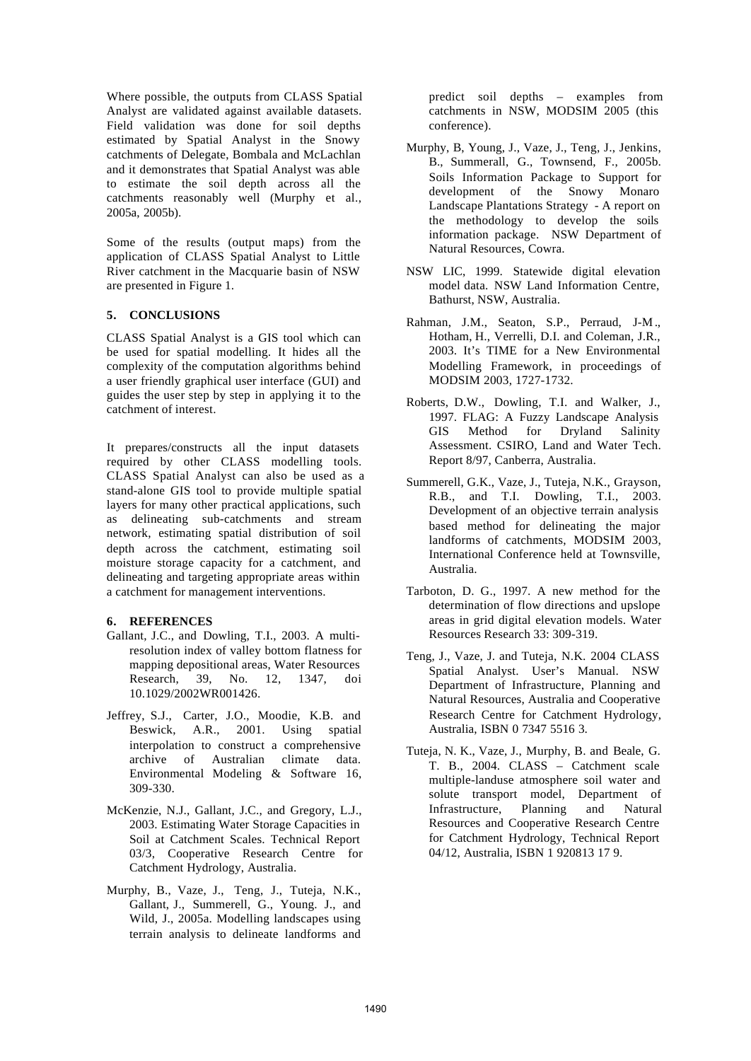Where possible, the outputs from CLASS Spatial Analyst are validated against available datasets. Field validation was done for soil depths estimated by Spatial Analyst in the Snowy catchments of Delegate, Bombala and McLachlan and it demonstrates that Spatial Analyst was able to estimate the soil depth across all the catchments reasonably well (Murphy et al., 2005a, 2005b).

Some of the results (output maps) from the application of CLASS Spatial Analyst to Little River catchment in the Macquarie basin of NSW are presented in Figure 1.

## 5. CONCLUSIONS

CLASS Spatial Analyst is a GIS tool which can be used for spatial modelling. It hides all the complexity of the computation algorithms behind a user friendly graphical user interface (GUI) and guides the user step by step in applying it to the catchment of interest.

It prepares/constructs all the input datasets required by other CLASS modelling tools. CLASS Spatial Analyst can also be used as a stand-alone GIS tool to provide multiple spatial layers for many other practical applications, such as delineating sub-catchments and stream network, estimating spatial distribution of soil depth across the catchment, estimating soil moisture storage capacity for a catchment, and delineating and targeting appropriate areas within a catchment for management interventions.

## 6. REFERENCES

Gallant, J.C., and Dowling, T.I., 2003. A multi-resolution index of valley bottom flatness for mapping depositional areas, Water Resources Research, 39, No. 12, 1347, doi 10.1029/2002WR001426.

Jeffrey, S.J., Carter, J.O., Moodie, K.B. and Beswick, A.R., 2001. Using spatial interpolation to construct a comprehensive archive of Australian climate data. Environmental Modeling & Software 16, 309-330.

McKenzie, N.J., Gallant, J.C., and Gregory, L.J., 2003. Estimating Water Storage Capacities in Soil at Catchment Scales. Technical Report 03/3, Cooperative Research Centre for Catchment Hydrology, Australia.

Murphy, B., Vaze, J., Teng, J., Tuteja, N.K., Gallant, J., Summerell, G., Young. J., and Wild, J., 2005a. Modelling landscapes using terrain analysis to delineate landforms and predict soil depths – examples from catchments in NSW, MODSIM 2005 (this conference).

Murphy, B, Young, J., Vaze, J., Teng, J., Jenkins, B., Summerall, G., Townsend, F., 2005b. Soils Information Package to Support for development of the Snowy Monaro Landscape Plantations Strategy - A report on the methodology to develop the soils information package. NSW Department of Natural Resources, Cowra.

NSW LIC, 1999. Statewide digital elevation model data. NSW Land Information Centre, Bathurst, NSW, Australia.

Rahman, J.M., Seaton, S.P., Perraud, J-M., Hotham, H., Verrelli, D.I. and Coleman, J.R., 2003. It's TIME for a New Environmental Modelling Framework, in proceedings of MODSIM 2003, 1727-1732.

Roberts, D.W., Dowling, T.I. and Walker, J., 1997. FLAG: A Fuzzy Landscape Analysis GIS Method for Dryland Salinity Assessment. CSIRO, Land and Water Tech. Report 8/97, Canberra, Australia.

Summerell, G.K., Vaze, J., Tuteja, N.K., Grayson, R.B., and T.I. Dowling, T.I., 2003. Development of an objective terrain analysis based method for delineating the major landforms of catchments, MODSIM 2003, International Conference held at Townsville, Australia.

Tarboton, D. G., 1997. A new method for the determination of flow directions and upslope areas in grid digital elevation models. Water Resources Research 33: 309-319.

Teng, J., Vaze, J. and Tuteja, N.K. 2004 CLASS Spatial Analyst. User's Manual. NSW Department of Infrastructure, Planning and Natural Resources, Australia and Cooperative Research Centre for Catchment Hydrology, Australia, ISBN 0 7347 5516 3.

Tuteja, N. K., Vaze, J., Murphy, B. and Beale, G. T. B., 2004. CLASS – Catchment scale multiple-landuse atmosphere soil water and solute transport model, Department of Infrastructure, Planning and Natural Resources and Cooperative Research Centre for Catchment Hydrology, Technical Report 04/12, Australia, ISBN 1 920813 17 9.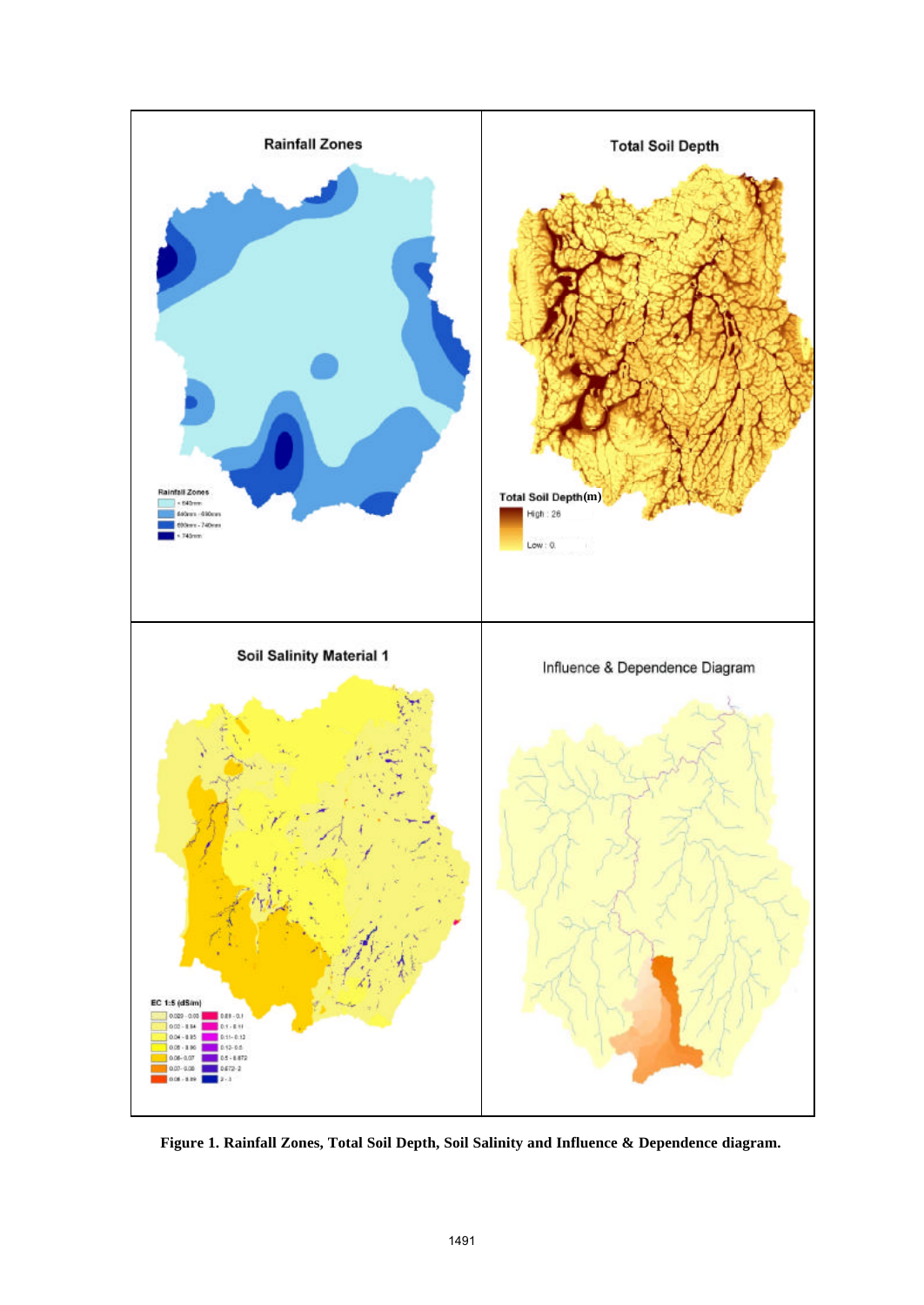Rainfall Zones

Rainfall Zones
< 640mm
640mm - 690mm
690mm - 740mm
> 740mm

Total Soil Depth

Total Soil Depth (m)
High : 26
Low : 0

Soil Salinity Material 1

EC 1:5 (dS/m)
0.020 - 0.03
0.03 - 0.04
0.04 - 0.05
0.05 - 0.06
0.06 - 0.07
0.07 - 0.08
0.08 - 0.09
0.09 - 0.1
0.1 - 0.11
0.11 - 0.12
0.12 - 0.5
0.5 - 0.672
0.672 - 2
2 - 3

Influence & Dependence Diagram

**Figure 1. Rainfall Zones, Total Soil Depth, Soil Salinity and Influence & Dependence diagram.**